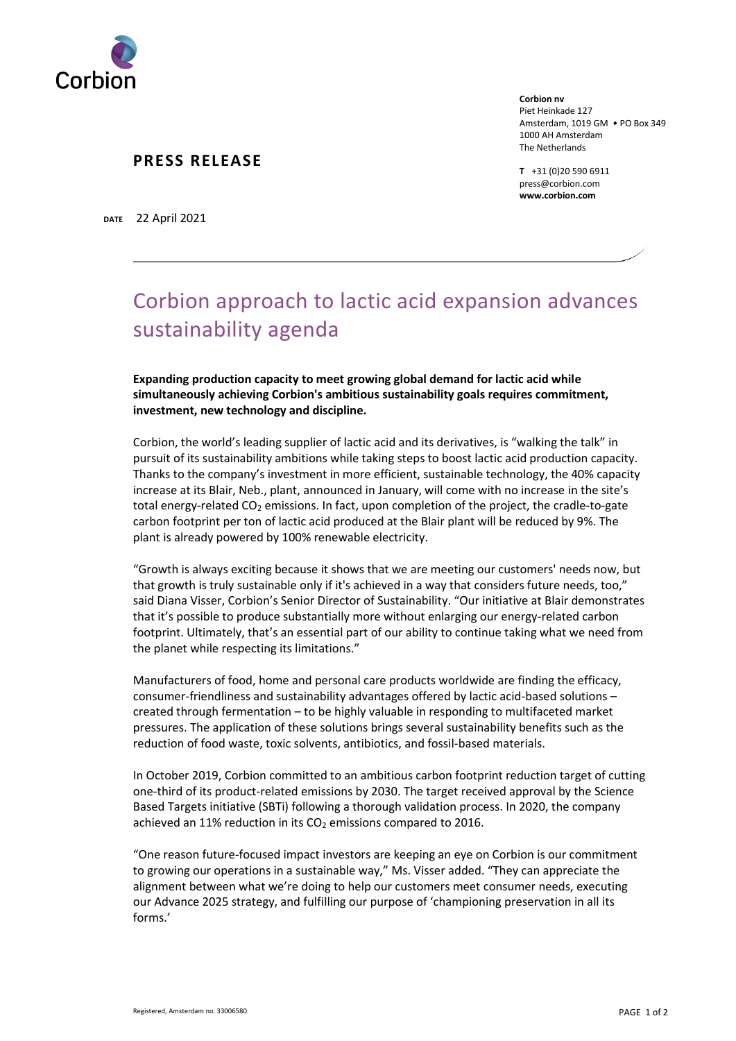Corbion

**Corbion nv**
Piet Heinkade 127
Amsterdam, 1019 GM • PO Box 349
1000 AH Amsterdam
The Netherlands

**T** +31 (0)20 590 6911
press@corbion.com
**www.corbion.com**

## PRESS RELEASE

**DATE** 22 April 2021

# Corbion approach to lactic acid expansion advances sustainability agenda

**Expanding production capacity to meet growing global demand for lactic acid while simultaneously achieving Corbion's ambitious sustainability goals requires commitment, investment, new technology and discipline.**

Corbion, the world's leading supplier of lactic acid and its derivatives, is "walking the talk" in pursuit of its sustainability ambitions while taking steps to boost lactic acid production capacity. Thanks to the company's investment in more efficient, sustainable technology, the 40% capacity increase at its Blair, Neb., plant, announced in January, will come with no increase in the site's total energy-related $CO_2$ emissions. In fact, upon completion of the project, the cradle-to-gate carbon footprint per ton of lactic acid produced at the Blair plant will be reduced by 9%. The plant is already powered by 100% renewable electricity.

"Growth is always exciting because it shows that we are meeting our customers' needs now, but that growth is truly sustainable only if it's achieved in a way that considers future needs, too," said Diana Visser, Corbion's Senior Director of Sustainability. "Our initiative at Blair demonstrates that it's possible to produce substantially more without enlarging our energy-related carbon footprint. Ultimately, that's an essential part of our ability to continue taking what we need from the planet while respecting its limitations."

Manufacturers of food, home and personal care products worldwide are finding the efficacy, consumer-friendliness and sustainability advantages offered by lactic acid-based solutions – created through fermentation – to be highly valuable in responding to multifaceted market pressures. The application of these solutions brings several sustainability benefits such as the reduction of food waste, toxic solvents, antibiotics, and fossil-based materials.

In October 2019, Corbion committed to an ambitious carbon footprint reduction target of cutting one-third of its product-related emissions by 2030. The target received approval by the Science Based Targets initiative (SBTi) following a thorough validation process. In 2020, the company achieved an 11% reduction in its $CO_2$ emissions compared to 2016.

"One reason future-focused impact investors are keeping an eye on Corbion is our commitment to growing our operations in a sustainable way," Ms. Visser added. "They can appreciate the alignment between what we're doing to help our customers meet consumer needs, executing our Advance 2025 strategy, and fulfilling our purpose of 'championing preservation in all its forms.'

Registered, Amsterdam no. 33006580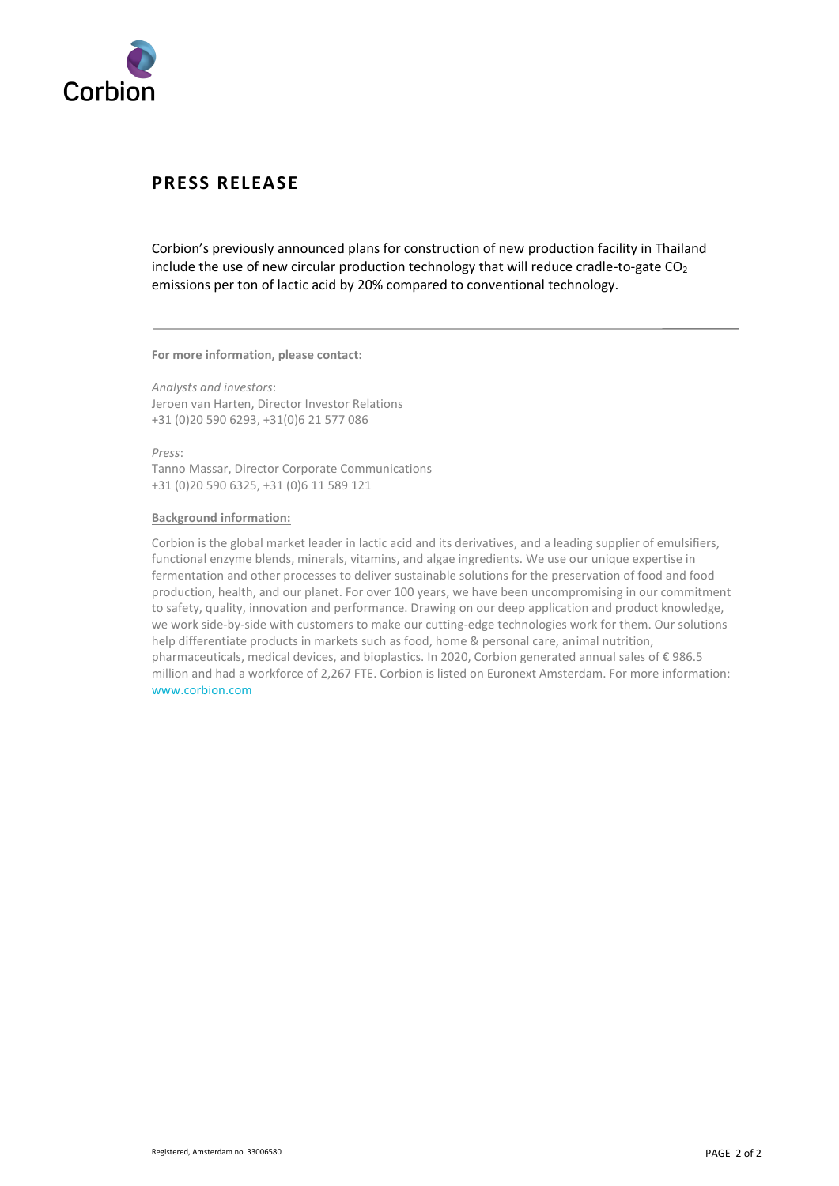# PRESS RELEASE

Corbion's previously announced plans for construction of new production facility in Thailand include the use of new circular production technology that will reduce cradle-to-gate $CO_2$ emissions per ton of lactic acid by 20% compared to conventional technology.

---

**For more information, please contact:**

*Analysts and investors*:
Jeroen van Harten, Director Investor Relations
+31 (0)20 590 6293, +31(0)6 21 577 086

*Press*:
Tanno Massar, Director Corporate Communications
+31 (0)20 590 6325, +31 (0)6 11 589 121

**Background information:**

Corbion is the global market leader in lactic acid and its derivatives, and a leading supplier of emulsifiers, functional enzyme blends, minerals, vitamins, and algae ingredients. We use our unique expertise in fermentation and other processes to deliver sustainable solutions for the preservation of food and food production, health, and our planet. For over 100 years, we have been uncompromising in our commitment to safety, quality, innovation and performance. Drawing on our deep application and product knowledge, we work side-by-side with customers to make our cutting-edge technologies work for them. Our solutions help differentiate products in markets such as food, home & personal care, animal nutrition, pharmaceuticals, medical devices, and bioplastics. In 2020, Corbion generated annual sales of € 986.5 million and had a workforce of 2,267 FTE. Corbion is listed on Euronext Amsterdam. For more information: www.corbion.com

Registered, Amsterdam no. 33006580